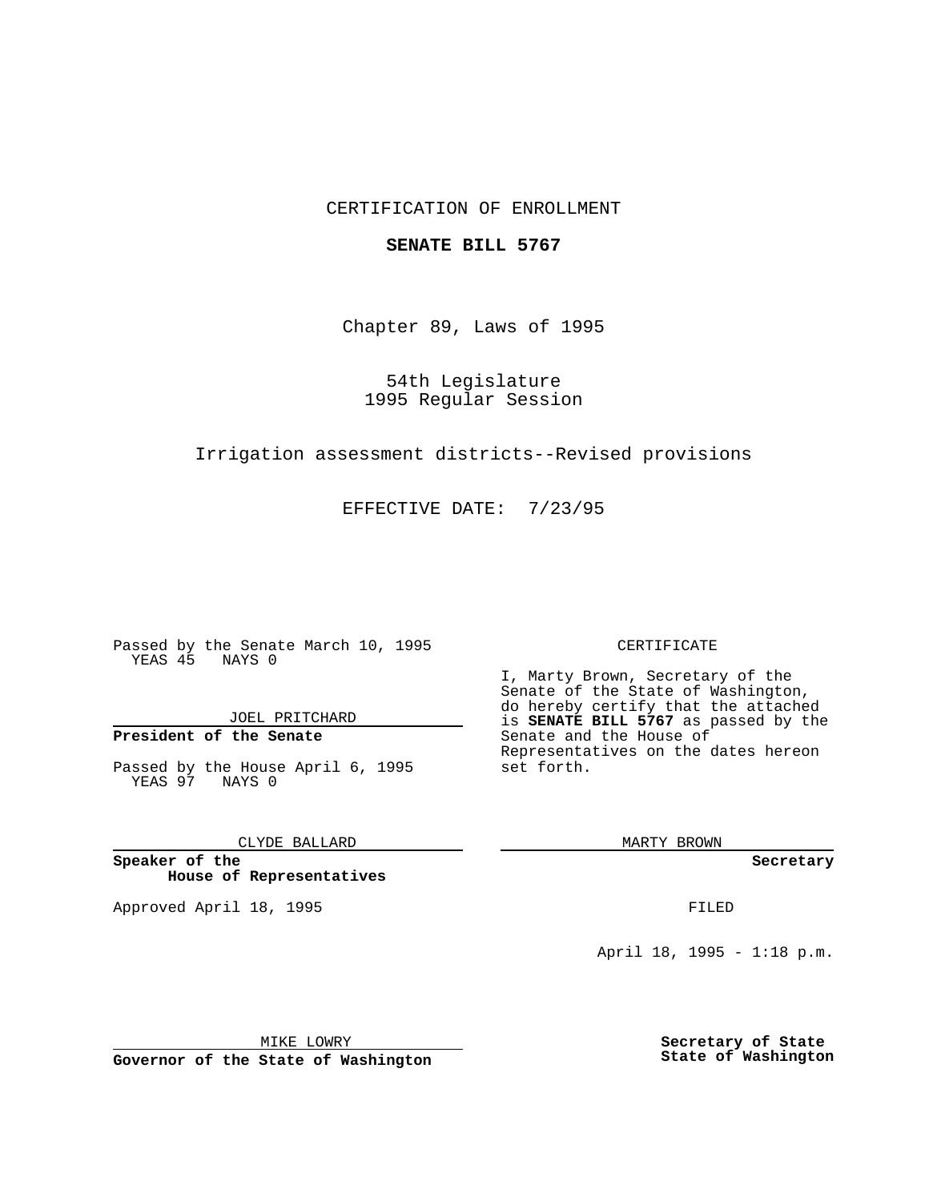CERTIFICATION OF ENROLLMENT

**SENATE BILL 5767**

Chapter 89, Laws of 1995

54th Legislature
1995 Regular Session

Irrigation assessment districts--Revised provisions

EFFECTIVE DATE: 7/23/95

Passed by the Senate March 10, 1995
YEAS 45 NAYS 0

JOEL PRITCHARD

**President of the Senate**

Passed by the House April 6, 1995
YEAS 97 NAYS 0

CLYDE BALLARD

**Speaker of the House of Representatives**

Approved April 18, 1995

MIKE LOWRY

**Governor of the State of Washington**

CERTIFICATE

I, Marty Brown, Secretary of the Senate of the State of Washington, do hereby certify that the attached is **SENATE BILL 5767** as passed by the Senate and the House of Representatives on the dates hereon set forth.

MARTY BROWN

**Secretary**

FILED

April 18, 1995 - 1:18 p.m.

**Secretary of State**
**State of Washington**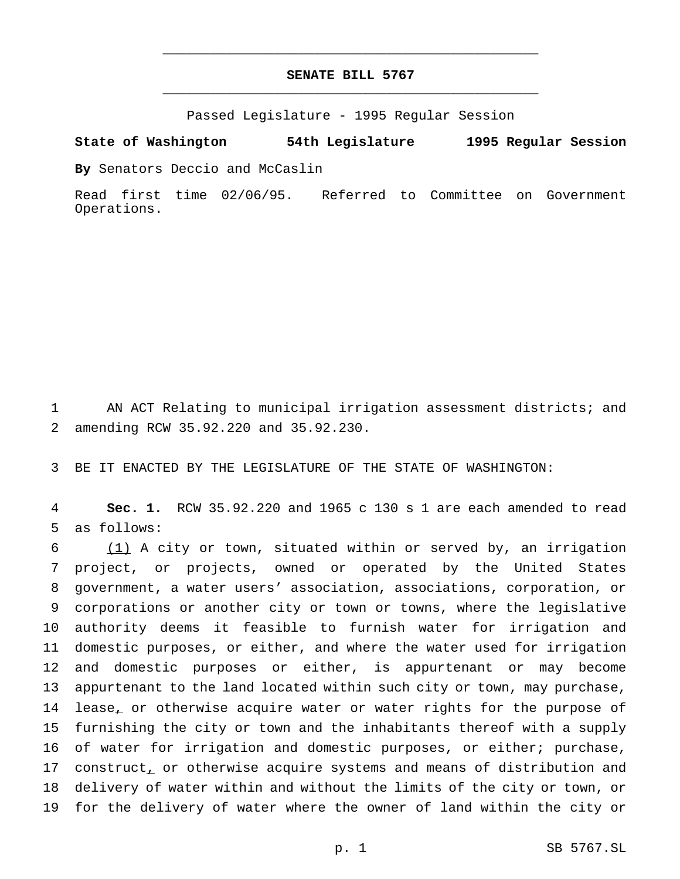# SENATE BILL 5767

Passed Legislature - 1995 Regular Session

**State of Washington 54th Legislature 1995 Regular Session**

**By** Senators Deccio and McCaslin

Read first time 02/06/95. Referred to Committee on Government Operations.

AN ACT Relating to municipal irrigation assessment districts; and amending RCW 35.92.220 and 35.92.230.

BE IT ENACTED BY THE LEGISLATURE OF THE STATE OF WASHINGTON:

**Sec. 1.** RCW 35.92.220 and 1965 c 130 s 1 are each amended to read as follows:

(1) A city or town, situated within or served by, an irrigation project, or projects, owned or operated by the United States government, a water users' association, associations, corporation, or corporations or another city or town or towns, where the legislative authority deems it feasible to furnish water for irrigation and domestic purposes, or either, and where the water used for irrigation and domestic purposes or either, is appurtenant or may become appurtenant to the land located within such city or town, may purchase, lease, or otherwise acquire water or water rights for the purpose of furnishing the city or town and the inhabitants thereof with a supply of water for irrigation and domestic purposes, or either; purchase, construct, or otherwise acquire systems and means of distribution and delivery of water within and without the limits of the city or town, or for the delivery of water where the owner of land within the city or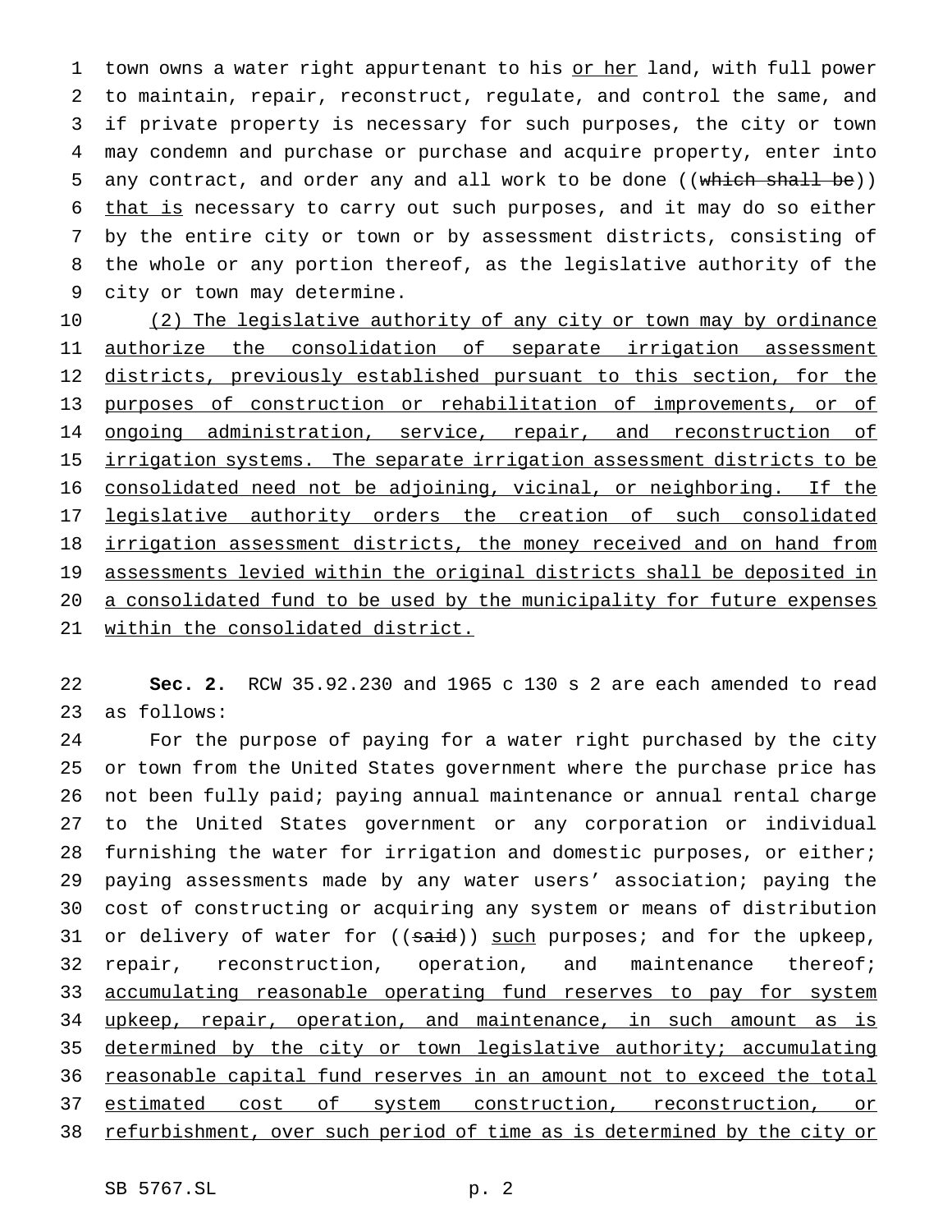town owns a water right appurtenant to his or her land, with full power to maintain, repair, reconstruct, regulate, and control the same, and if private property is necessary for such purposes, the city or town may condemn and purchase or purchase and acquire property, enter into any contract, and order any and all work to be done ((~~which shall be~~)) that is necessary to carry out such purposes, and it may do so either by the entire city or town or by assessment districts, consisting of the whole or any portion thereof, as the legislative authority of the city or town may determine.

(2) The legislative authority of any city or town may by ordinance authorize the consolidation of separate irrigation assessment districts, previously established pursuant to this section, for the purposes of construction or rehabilitation of improvements, or of ongoing administration, service, repair, and reconstruction of irrigation systems. The separate irrigation assessment districts to be consolidated need not be adjoining, vicinal, or neighboring. If the legislative authority orders the creation of such consolidated irrigation assessment districts, the money received and on hand from assessments levied within the original districts shall be deposited in a consolidated fund to be used by the municipality for future expenses within the consolidated district.

**Sec. 2.** RCW 35.92.230 and 1965 c 130 s 2 are each amended to read as follows:

For the purpose of paying for a water right purchased by the city or town from the United States government where the purchase price has not been fully paid; paying annual maintenance or annual rental charge to the United States government or any corporation or individual furnishing the water for irrigation and domestic purposes, or either; paying assessments made by any water users' association; paying the cost of constructing or acquiring any system or means of distribution or delivery of water for ((~~said~~)) such purposes; and for the upkeep, repair, reconstruction, operation, and maintenance thereof; accumulating reasonable operating fund reserves to pay for system upkeep, repair, operation, and maintenance, in such amount as is determined by the city or town legislative authority; accumulating reasonable capital fund reserves in an amount not to exceed the total estimated cost of system construction, reconstruction, or refurbishment, over such period of time as is determined by the city or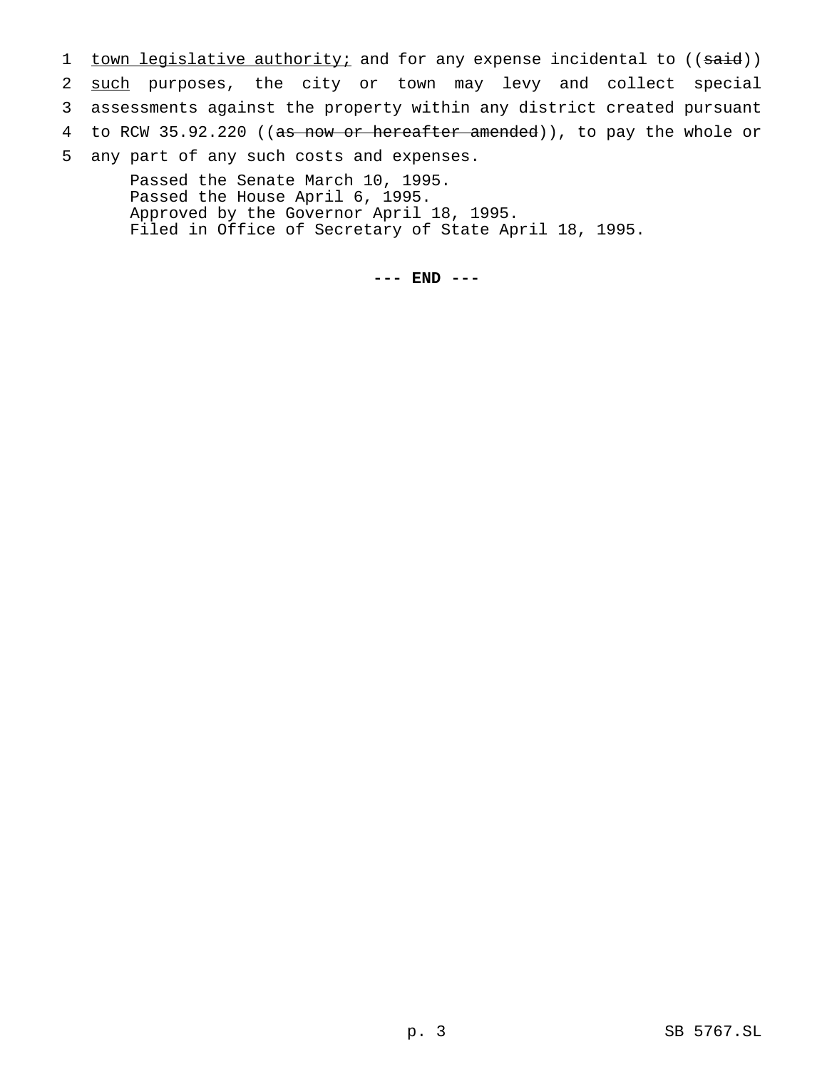town legislative authority; and for any expense incidental to ((~~said~~)) such purposes, the city or town may levy and collect special assessments against the property within any district created pursuant to RCW 35.92.220 ((~~as now or hereafter amended~~)), to pay the whole or any part of any such costs and expenses.

Passed the Senate March 10, 1995.
Passed the House April 6, 1995.
Approved by the Governor April 18, 1995.
Filed in Office of Secretary of State April 18, 1995.

**--- END ---**